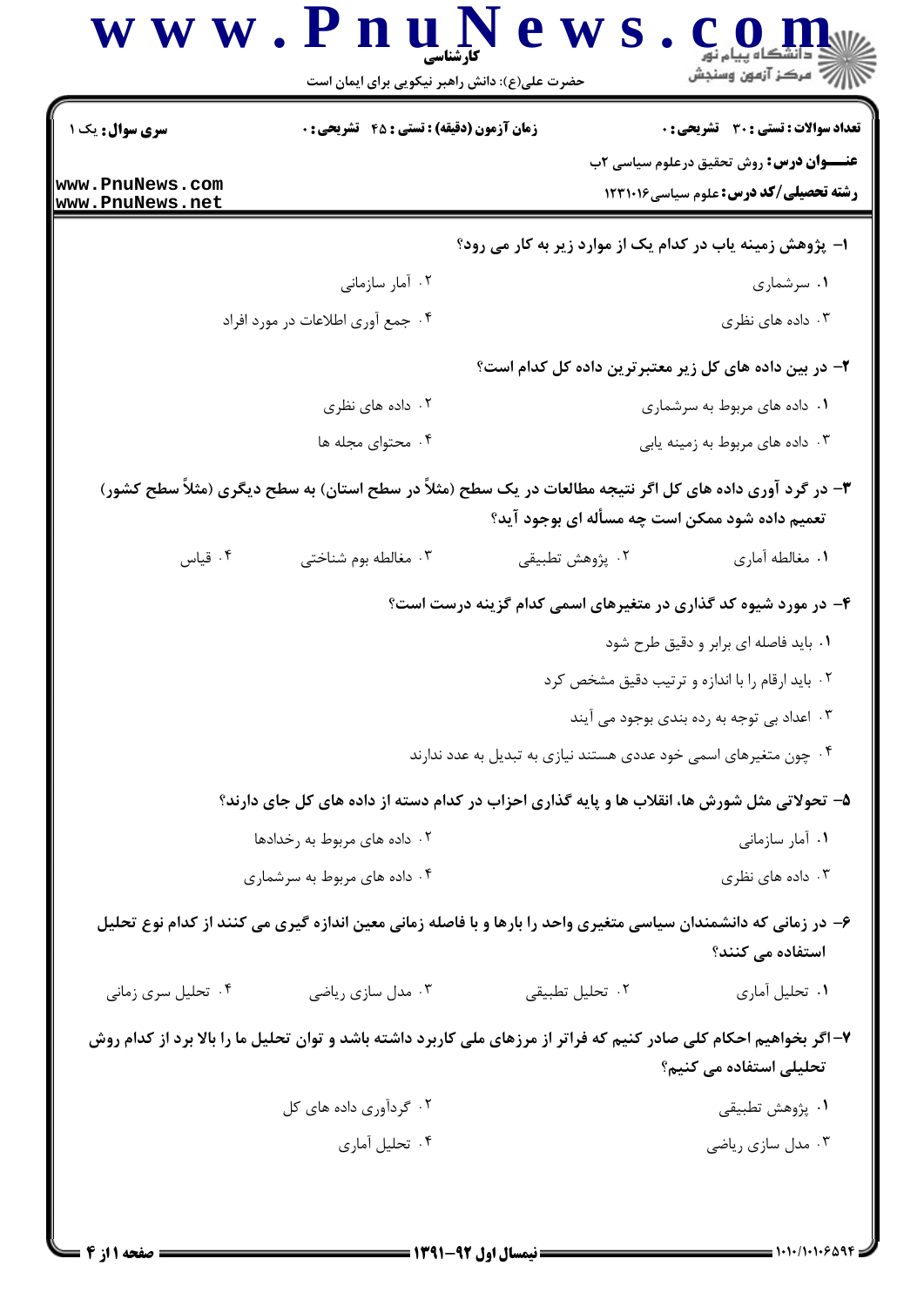**کارشناسی**

حضرت علی(ع): دانش راهبر نیکویی برای ایمان است

**سری سوال:** یک ۱ | **زمان آزمون (دقیقه) : تستی : ۴۵ تشریحی : ۰** | **تعداد سوالات : تستی : ۳۰ تشریحی : ۰**

**عنـــوان درس:** روش تحقیق درعلوم سیاسی ۲ب

**رشته تحصیلی/کد درس:** علوم سیاسی ۱۲۳۱۰۱۶

**۱- پژوهش زمینه یاب در کدام یک از موارد زیر به کار می رود؟**

۱. سرشماری
۲. آمار سازمانی
۳. داده های نظری
۴. جمع آوری اطلاعات در مورد افراد

**۲- در بین داده های کل زیر معتبرترین داده کل کدام است؟**

۱. داده های مربوط به سرشماری
۲. داده های نظری
۳. داده های مربوط به زمینه یابی
۴. محتوای مجله ها

**۳- در گرد آوری داده های کل اگر نتیجه مطالعات در یک سطح (مثلاً در سطح استان) به سطح دیگری (مثلاً سطح کشور) تعمیم داده شود ممکن است چه مسأله ای بوجود آید؟**

۱. مغالطه آماری
۲. پژوهش تطبیقی
۳. مغالطه بوم شناختی
۴. قیاس

**۴- در مورد شیوه کد گذاری در متغیرهای اسمی کدام گزینه درست است؟**

۱. باید فاصله ای برابر و دقیق طرح شود
۲. باید ارقام را با اندازه و ترتیب دقیق مشخص کرد
۳. اعداد بی توجه به رده بندی بوجود می آیند
۴. چون متغیرهای اسمی خود عددی هستند نیازی به تبدیل به عدد ندارند

**۵- تحولاتی مثل شورش ها، انقلاب ها و پایه گذاری احزاب در کدام دسته از داده های کل جای دارند؟**

۱. آمار سازمانی
۲. داده های مربوط به رخدادها
۳. داده های نظری
۴. داده های مربوط به سرشماری

**۶- در زمانی که دانشمندان سیاسی متغیری واحد را بارها و با فاصله زمانی معین اندازه گیری می کنند از کدام نوع تحلیل استفاده می کنند؟**

۱. تحلیل آماری
۲. تحلیل تطبیقی
۳. مدل سازی ریاضی
۴. تحلیل سری زمانی

**۷- اگر بخواهیم احکام کلی صادر کنیم که فراتر از مرزهای ملی کاربرد داشته باشد و توان تحلیل ما را بالا برد از کدام روش تحلیلی استفاده می کنیم؟**

۱. پژوهش تطبیقی
۲. گردآوری داده های کل
۳. مدل سازی ریاضی
۴. تحلیل آماری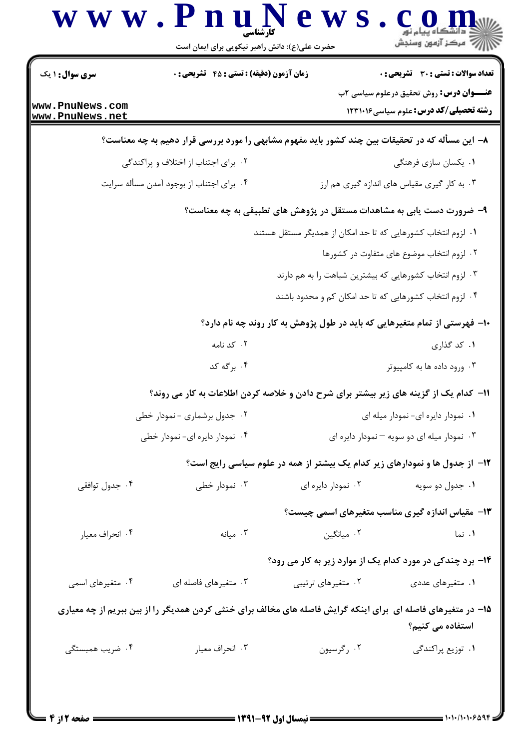**سری سوال:** ۱ یک

**زمان آزمون (دقیقه) : تستی : ۴۵ تشریحی : ۰**

**تعداد سوالات : تستی : ۳۰ تشریحی : ۰**

**عنـــوان درس:** روش تحقیق درعلوم سیاسی ۲ب

**رشته تحصیلی/کد درس:** علوم سیاسی ۱۲۳۱۰۱۶

**۸- این مسأله که در تحقیقات بین چند کشور باید مفهوم مشابهی را مورد بررسی قرار دهیم به چه معناست؟**

۱. یکسان سازی فرهنگی
۲. برای اجتناب از اختلاف و پراکندگی
۳. به کار گیری مقیاس های اندازه گیری هم ارز
۴. برای اجتناب از بوجود آمدن مسأله سرایت

**۹- ضرورت دست یابی به مشاهدات مستقل در پژوهش های تطبیقی به چه معناست؟**

۱. لزوم انتخاب کشورهایی که تا حد امکان از همدیگر مستقل هستند
۲. لزوم انتخاب موضوع های متفاوت در کشورها
۳. لزوم انتخاب کشورهایی که بیشترین شباهت را به هم دارند
۴. لزوم انتخاب کشورهایی که تا حد امکان کم و محدود باشند

**۱۰- فهرستی از تمام متغیرهایی که باید در طول پژوهش به کار روند چه نام دارد؟**

۱. کد گذاری
۲. کد نامه
۳. ورود داده ها به کامپیوتر
۴. برگه کد

**۱۱- کدام یک از گزینه های زیر بیشتر برای شرح دادن و خلاصه کردن اطلاعات به کار می روند؟**

۱. نمودار دایره ای- نمودار میله ای
۲. جدول برشماری - نمودار خطی
۳. نمودار میله ای دو سویه – نمودار دایره ای
۴. نمودار دایره ای- نمودار خطی

**۱۲- از جدول ها و نمودارهای زیر کدام یک بیشتر از همه در علوم سیاسی رایج است؟**

۱. جدول دو سویه
۲. نمودار دایره ای
۳. نمودار خطی
۴. جدول توافقی

**۱۳- مقیاس اندازه گیری مناسب متغیرهای اسمی چیست؟**

۱. نما
۲. میانگین
۳. میانه
۴. انحراف معیار

**۱۴- برد چندکی در مورد کدام یک از موارد زیر به کار می رود؟**

۱. متغیرهای عددی
۲. متغیرهای ترتیبی
۳. متغیرهای فاصله ای
۴. متغیرهای اسمی

**۱۵- در متغیرهای فاصله ای برای اینکه گرایش فاصله های مخالف برای خنثی کردن همدیگر را از بین ببریم از چه معیاری استفاده می کنیم؟**

۱. توزیع پراکندگی
۲. رگرسیون
۳. انحراف معیار
۴. ضریب همبستگی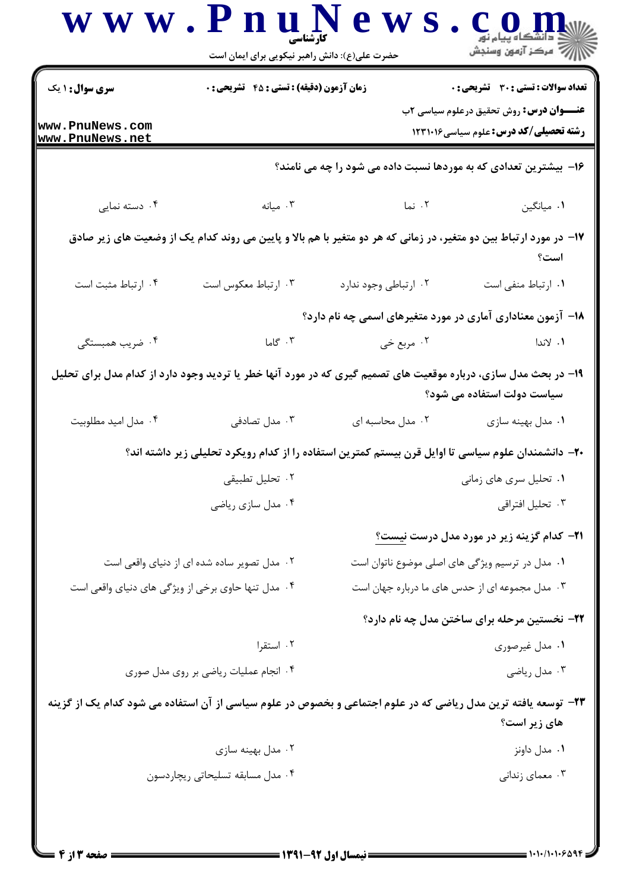**سری سوال:** ۱ یک

**زمان آزمون (دقیقه) : تستی : ۴۵ تشریحی : ۰**

**تعداد سوالات : تستی : ۳۰ تشریحی : ۰**

**عنـــوان درس:** روش تحقیق درعلوم سیاسی ۲ب

**رشته تحصیلی/کد درس:** علوم سیاسی ۱۲۳۱۰۱۶

۱۶- بیشترین تعدادی که به موردها نسبت داده می شود را چه می نامند؟

۱. میانگین
۲. نما
۳. میانه
۴. دسته نمایی

۱۷- در مورد ارتباط بین دو متغیر، در زمانی که هر دو متغیر با هم بالا و پایین می روند کدام یک از وضعیت های زیر صادق است؟

۱. ارتباط منفی است
۲. ارتباطی وجود ندارد
۳. ارتباط معکوس است
۴. ارتباط مثبت است

۱۸- آزمون معناداری آماری در مورد متغیرهای اسمی چه نام دارد؟

۱. لاندا
۲. مربع خی
۳. گاما
۴. ضریب همبستگی

۱۹- در بحث مدل سازی، درباره موقعیت های تصمیم گیری که در مورد آنها خطر یا تردید وجود دارد از کدام مدل برای تحلیل سیاست دولت استفاده می شود؟

۱. مدل بهینه سازی
۲. مدل محاسبه ای
۳. مدل تصادفی
۴. مدل امید مطلوبیت

۲۰- دانشمندان علوم سیاسی تا اوایل قرن بیستم کمترین استفاده را از کدام رویکرد تحلیلی زیر داشته اند؟

۱. تحلیل سری های زمانی
۲. تحلیل تطبیقی
۳. تحلیل افتراقی
۴. مدل سازی ریاضی

۲۱- کدام گزینه زیر در مورد مدل درست نیست؟

۱. مدل در ترسیم ویژگی های اصلی موضوع ناتوان است
۲. مدل تصویر ساده شده ای از دنیای واقعی است
۳. مدل مجموعه ای از حدس های ما درباره جهان است
۴. مدل تنها حاوی برخی از ویژگی های دنیای واقعی است

۲۲- نخستین مرحله برای ساختن مدل چه نام دارد؟

۱. مدل غیرصوری
۲. استقرا
۳. مدل ریاضی
۴. انجام عملیات ریاضی بر روی مدل صوری

۲۳- توسعه یافته ترین مدل ریاضی که در علوم اجتماعی و بخصوص در علوم سیاسی از آن استفاده می شود کدام یک از گزینه های زیر است؟

۱. مدل داونز
۲. مدل بهینه سازی
۳. معمای زندانی
۴. مدل مسابقه تسلیحاتی ریچاردسون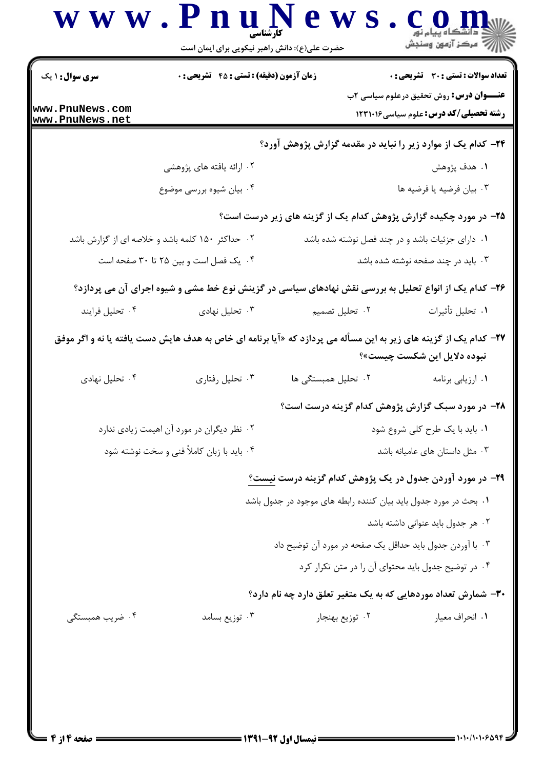**۲۴- کدام یک از موارد زیر را نباید در مقدمه گزارش پژوهش آورد؟**

۱. هدف پژوهش

۲. ارائه یافته های پژوهشی

۳. بیان فرضیه یا فرضیه ها

۴. بیان شیوه بررسی موضوع

**۲۵- در مورد چکیده گزارش پژوهش کدام یک از گزینه های زیر درست است؟**

۱. دارای جزئیات باشد و در چند فصل نوشته شده باشد

۲. حداکثر ۱۵۰ کلمه باشد و خلاصه ای از گزارش باشد

۳. باید در چند صفحه نوشته شده باشد

۴. یک فصل است و بین ۲۵ تا ۳۰ صفحه است

**۲۶- کدام یک از انواع تحلیل به بررسی نقش نهادهای سیاسی در گزینش نوع خط مشی و شیوه اجرای آن می پردازد؟**

۱. تحلیل تأثیرات

۲. تحلیل تصمیم

۳. تحلیل نهادی

۴. تحلیل فرایند

**۲۷- کدام یک از گزینه های زیر به این مسأله می پردازد که «آیا برنامه ای خاص به هدف هایش دست یافته یا نه و اگر موفق نبوده دلایل این شکست چیست»؟**

۱. ارزیابی برنامه

۲. تحلیل همبستگی ها

۳. تحلیل رفتاری

۴. تحلیل نهادی

**۲۸- در مورد سبک گزارش پژوهش کدام گزینه درست است؟**

۱. باید با یک طرح کلی شروع شود

۲. نظر دیگران در مورد آن اهمیت زیادی ندارد

۳. مثل داستان های عامیانه باشد

۴. باید با زبان کاملاً فنی و سخت نوشته شود

**۲۹- در مورد آوردن جدول در یک پژوهش کدام گزینه درست نیست؟**

۱. بحث در مورد جدول باید بیان کننده رابطه های موجود در جدول باشد

۲. هر جدول باید عنوانی داشته باشد

۳. با آوردن جدول باید حداقل یک صفحه در مورد آن توضیح داد

۴. در توضیح جدول باید محتوای آن را در متن تکرار کرد

**۳۰- شمارش تعداد موردهایی که به یک متغیر تعلق دارد چه نام دارد؟**

۱. انحراف معیار

۲. توزیع بهنجار

۳. توزیع بسامد

۴. ضریب همبستگی